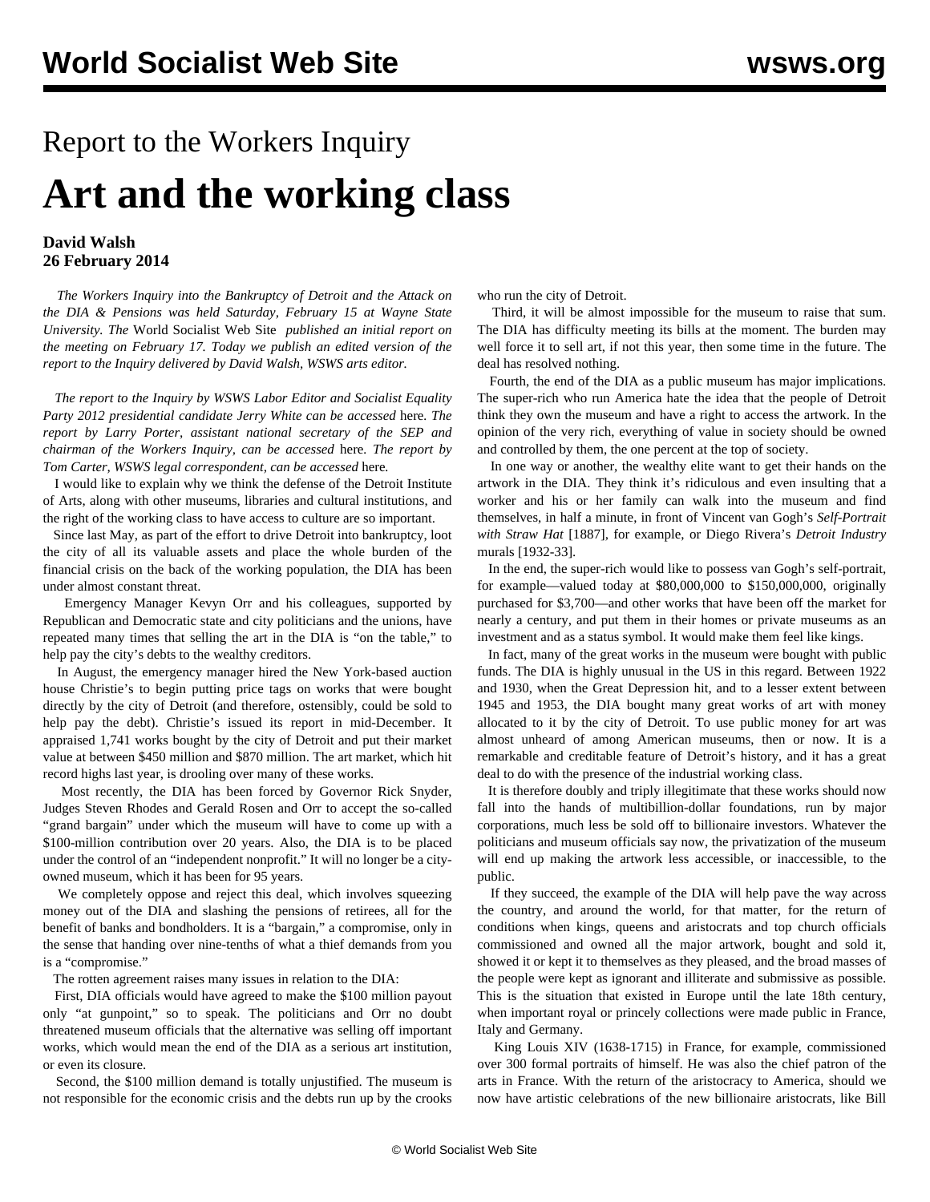# Report to the Workers Inquiry

# Art and the working class

**David Walsh**
**26 February 2014**

*The Workers Inquiry into the Bankruptcy of Detroit and the Attack on the DIA & Pensions was held Saturday, February 15 at Wayne State University. The* World Socialist Web Site *published an initial report on the meeting on February 17. Today we publish an edited version of the report to the Inquiry delivered by David Walsh, WSWS arts editor.*

*The report to the Inquiry by WSWS Labor Editor and Socialist Equality Party 2012 presidential candidate Jerry White can be accessed* here*. The report by Larry Porter, assistant national secretary of the SEP and chairman of the Workers Inquiry, can be accessed* here*. The report by Tom Carter, WSWS legal correspondent, can be accessed* here*.*

I would like to explain why we think the defense of the Detroit Institute of Arts, along with other museums, libraries and cultural institutions, and the right of the working class to have access to culture are so important.

Since last May, as part of the effort to drive Detroit into bankruptcy, loot the city of all its valuable assets and place the whole burden of the financial crisis on the back of the working population, the DIA has been under almost constant threat.

Emergency Manager Kevyn Orr and his colleagues, supported by Republican and Democratic state and city politicians and the unions, have repeated many times that selling the art in the DIA is "on the table," to help pay the city's debts to the wealthy creditors.

In August, the emergency manager hired the New York-based auction house Christie's to begin putting price tags on works that were bought directly by the city of Detroit (and therefore, ostensibly, could be sold to help pay the debt). Christie's issued its report in mid-December. It appraised 1,741 works bought by the city of Detroit and put their market value at between $450 million and $870 million. The art market, which hit record highs last year, is drooling over many of these works.

Most recently, the DIA has been forced by Governor Rick Snyder, Judges Steven Rhodes and Gerald Rosen and Orr to accept the so-called "grand bargain" under which the museum will have to come up with a $100-million contribution over 20 years. Also, the DIA is to be placed under the control of an "independent nonprofit." It will no longer be a city-owned museum, which it has been for 95 years.

We completely oppose and reject this deal, which involves squeezing money out of the DIA and slashing the pensions of retirees, all for the benefit of banks and bondholders. It is a "bargain," a compromise, only in the sense that handing over nine-tenths of what a thief demands from you is a "compromise."

The rotten agreement raises many issues in relation to the DIA:

First, DIA officials would have agreed to make the $100 million payout only "at gunpoint," so to speak. The politicians and Orr no doubt threatened museum officials that the alternative was selling off important works, which would mean the end of the DIA as a serious art institution, or even its closure.

Second, the $100 million demand is totally unjustified. The museum is not responsible for the economic crisis and the debts run up by the crooks who run the city of Detroit.

Third, it will be almost impossible for the museum to raise that sum. The DIA has difficulty meeting its bills at the moment. The burden may well force it to sell art, if not this year, then some time in the future. The deal has resolved nothing.

Fourth, the end of the DIA as a public museum has major implications. The super-rich who run America hate the idea that the people of Detroit think they own the museum and have a right to access the artwork. In the opinion of the very rich, everything of value in society should be owned and controlled by them, the one percent at the top of society.

In one way or another, the wealthy elite want to get their hands on the artwork in the DIA. They think it's ridiculous and even insulting that a worker and his or her family can walk into the museum and find themselves, in half a minute, in front of Vincent van Gogh's *Self-Portrait with Straw Hat* [1887], for example, or Diego Rivera's *Detroit Industry* murals [1932-33].

In the end, the super-rich would like to possess van Gogh's self-portrait, for example—valued today at $80,000,000 to $150,000,000, originally purchased for $3,700—and other works that have been off the market for nearly a century, and put them in their homes or private museums as an investment and as a status symbol. It would make them feel like kings.

In fact, many of the great works in the museum were bought with public funds. The DIA is highly unusual in the US in this regard. Between 1922 and 1930, when the Great Depression hit, and to a lesser extent between 1945 and 1953, the DIA bought many great works of art with money allocated to it by the city of Detroit. To use public money for art was almost unheard of among American museums, then or now. It is a remarkable and creditable feature of Detroit's history, and it has a great deal to do with the presence of the industrial working class.

It is therefore doubly and triply illegitimate that these works should now fall into the hands of multibillion-dollar foundations, run by major corporations, much less be sold off to billionaire investors. Whatever the politicians and museum officials say now, the privatization of the museum will end up making the artwork less accessible, or inaccessible, to the public.

If they succeed, the example of the DIA will help pave the way across the country, and around the world, for that matter, for the return of conditions when kings, queens and aristocrats and top church officials commissioned and owned all the major artwork, bought and sold it, showed it or kept it to themselves as they pleased, and the broad masses of the people were kept as ignorant and illiterate and submissive as possible. This is the situation that existed in Europe until the late 18th century, when important royal or princely collections were made public in France, Italy and Germany.

King Louis XIV (1638-1715) in France, for example, commissioned over 300 formal portraits of himself. He was also the chief patron of the arts in France. With the return of the aristocracy to America, should we now have artistic celebrations of the new billionaire aristocrats, like Bill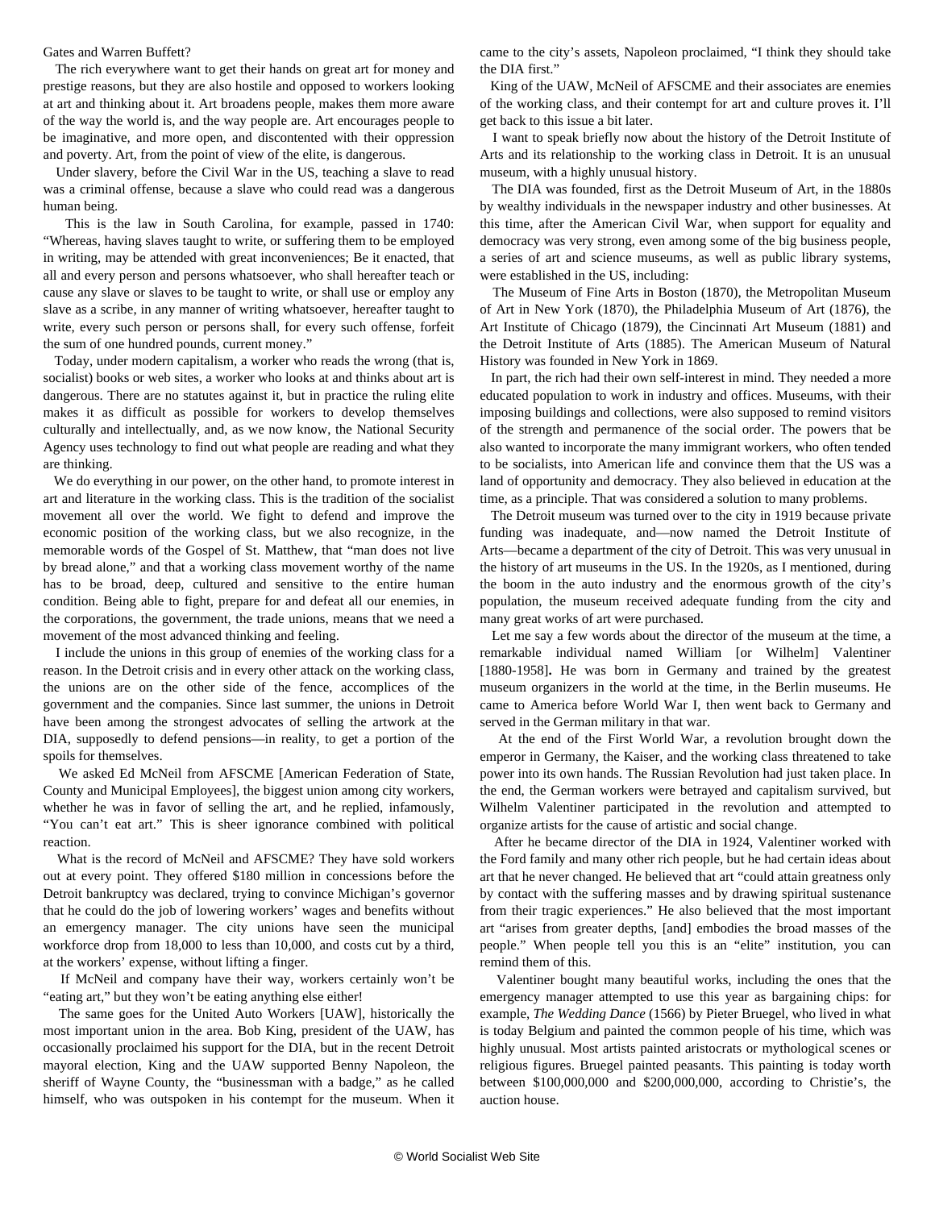Gates and Warren Buffett?

The rich everywhere want to get their hands on great art for money and prestige reasons, but they are also hostile and opposed to workers looking at art and thinking about it. Art broadens people, makes them more aware of the way the world is, and the way people are. Art encourages people to be imaginative, and more open, and discontented with their oppression and poverty. Art, from the point of view of the elite, is dangerous.

Under slavery, before the Civil War in the US, teaching a slave to read was a criminal offense, because a slave who could read was a dangerous human being.

This is the law in South Carolina, for example, passed in 1740: "Whereas, having slaves taught to write, or suffering them to be employed in writing, may be attended with great inconveniences; Be it enacted, that all and every person and persons whatsoever, who shall hereafter teach or cause any slave or slaves to be taught to write, or shall use or employ any slave as a scribe, in any manner of writing whatsoever, hereafter taught to write, every such person or persons shall, for every such offense, forfeit the sum of one hundred pounds, current money."

Today, under modern capitalism, a worker who reads the wrong (that is, socialist) books or web sites, a worker who looks at and thinks about art is dangerous. There are no statutes against it, but in practice the ruling elite makes it as difficult as possible for workers to develop themselves culturally and intellectually, and, as we now know, the National Security Agency uses technology to find out what people are reading and what they are thinking.

We do everything in our power, on the other hand, to promote interest in art and literature in the working class. This is the tradition of the socialist movement all over the world. We fight to defend and improve the economic position of the working class, but we also recognize, in the memorable words of the Gospel of St. Matthew, that "man does not live by bread alone," and that a working class movement worthy of the name has to be broad, deep, cultured and sensitive to the entire human condition. Being able to fight, prepare for and defeat all our enemies, in the corporations, the government, the trade unions, means that we need a movement of the most advanced thinking and feeling.

I include the unions in this group of enemies of the working class for a reason. In the Detroit crisis and in every other attack on the working class, the unions are on the other side of the fence, accomplices of the government and the companies. Since last summer, the unions in Detroit have been among the strongest advocates of selling the artwork at the DIA, supposedly to defend pensions—in reality, to get a portion of the spoils for themselves.

We asked Ed McNeil from AFSCME [American Federation of State, County and Municipal Employees], the biggest union among city workers, whether he was in favor of selling the art, and he replied, infamously, "You can't eat art." This is sheer ignorance combined with political reaction.

What is the record of McNeil and AFSCME? They have sold workers out at every point. They offered $180 million in concessions before the Detroit bankruptcy was declared, trying to convince Michigan's governor that he could do the job of lowering workers' wages and benefits without an emergency manager. The city unions have seen the municipal workforce drop from 18,000 to less than 10,000, and costs cut by a third, at the workers' expense, without lifting a finger.

If McNeil and company have their way, workers certainly won't be "eating art," but they won't be eating anything else either!

The same goes for the United Auto Workers [UAW], historically the most important union in the area. Bob King, president of the UAW, has occasionally proclaimed his support for the DIA, but in the recent Detroit mayoral election, King and the UAW supported Benny Napoleon, the sheriff of Wayne County, the "businessman with a badge," as he called himself, who was outspoken in his contempt for the museum. When it came to the city's assets, Napoleon proclaimed, "I think they should take the DIA first."

King of the UAW, McNeil of AFSCME and their associates are enemies of the working class, and their contempt for art and culture proves it. I'll get back to this issue a bit later.

I want to speak briefly now about the history of the Detroit Institute of Arts and its relationship to the working class in Detroit. It is an unusual museum, with a highly unusual history.

The DIA was founded, first as the Detroit Museum of Art, in the 1880s by wealthy individuals in the newspaper industry and other businesses. At this time, after the American Civil War, when support for equality and democracy was very strong, even among some of the big business people, a series of art and science museums, as well as public library systems, were established in the US, including:

The Museum of Fine Arts in Boston (1870), the Metropolitan Museum of Art in New York (1870), the Philadelphia Museum of Art (1876), the Art Institute of Chicago (1879), the Cincinnati Art Museum (1881) and the Detroit Institute of Arts (1885). The American Museum of Natural History was founded in New York in 1869.

In part, the rich had their own self-interest in mind. They needed a more educated population to work in industry and offices. Museums, with their imposing buildings and collections, were also supposed to remind visitors of the strength and permanence of the social order. The powers that be also wanted to incorporate the many immigrant workers, who often tended to be socialists, into American life and convince them that the US was a land of opportunity and democracy. They also believed in education at the time, as a principle. That was considered a solution to many problems.

The Detroit museum was turned over to the city in 1919 because private funding was inadequate, and—now named the Detroit Institute of Arts—became a department of the city of Detroit. This was very unusual in the history of art museums in the US. In the 1920s, as I mentioned, during the boom in the auto industry and the enormous growth of the city's population, the museum received adequate funding from the city and many great works of art were purchased.

Let me say a few words about the director of the museum at the time, a remarkable individual named William [or Wilhelm] Valentiner [1880-1958]**.** He was born in Germany and trained by the greatest museum organizers in the world at the time, in the Berlin museums. He came to America before World War I, then went back to Germany and served in the German military in that war.

At the end of the First World War, a revolution brought down the emperor in Germany, the Kaiser, and the working class threatened to take power into its own hands. The Russian Revolution had just taken place. In the end, the German workers were betrayed and capitalism survived, but Wilhelm Valentiner participated in the revolution and attempted to organize artists for the cause of artistic and social change.

After he became director of the DIA in 1924, Valentiner worked with the Ford family and many other rich people, but he had certain ideas about art that he never changed. He believed that art "could attain greatness only by contact with the suffering masses and by drawing spiritual sustenance from their tragic experiences." He also believed that the most important art "arises from greater depths, [and] embodies the broad masses of the people." When people tell you this is an "elite" institution, you can remind them of this.

Valentiner bought many beautiful works, including the ones that the emergency manager attempted to use this year as bargaining chips: for example, *The Wedding Dance* (1566) by Pieter Bruegel, who lived in what is today Belgium and painted the common people of his time, which was highly unusual. Most artists painted aristocrats or mythological scenes or religious figures. Bruegel painted peasants. This painting is today worth between $100,000,000 and $200,000,000, according to Christie's, the auction house.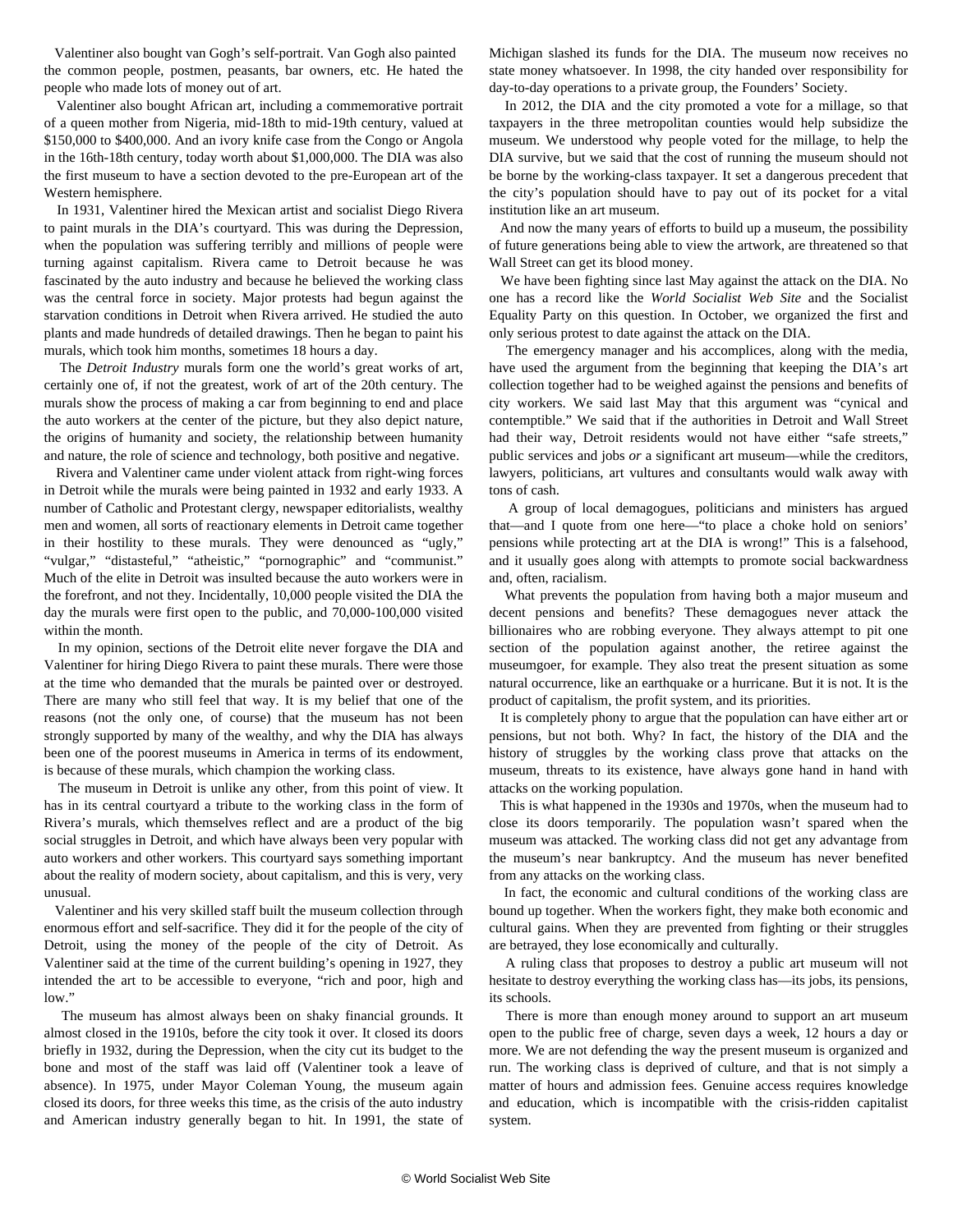Valentiner also bought van Gogh's self-portrait. Van Gogh also painted the common people, postmen, peasants, bar owners, etc. He hated the people who made lots of money out of art.

Valentiner also bought African art, including a commemorative portrait of a queen mother from Nigeria, mid-18th to mid-19th century, valued at $150,000 to $400,000. And an ivory knife case from the Congo or Angola in the 16th-18th century, today worth about $1,000,000. The DIA was also the first museum to have a section devoted to the pre-European art of the Western hemisphere.

In 1931, Valentiner hired the Mexican artist and socialist Diego Rivera to paint murals in the DIA's courtyard. This was during the Depression, when the population was suffering terribly and millions of people were turning against capitalism. Rivera came to Detroit because he was fascinated by the auto industry and because he believed the working class was the central force in society. Major protests had begun against the starvation conditions in Detroit when Rivera arrived. He studied the auto plants and made hundreds of detailed drawings. Then he began to paint his murals, which took him months, sometimes 18 hours a day.

The *Detroit Industry* murals form one the world's great works of art, certainly one of, if not the greatest, work of art of the 20th century. The murals show the process of making a car from beginning to end and place the auto workers at the center of the picture, but they also depict nature, the origins of humanity and society, the relationship between humanity and nature, the role of science and technology, both positive and negative.

Rivera and Valentiner came under violent attack from right-wing forces in Detroit while the murals were being painted in 1932 and early 1933. A number of Catholic and Protestant clergy, newspaper editorialists, wealthy men and women, all sorts of reactionary elements in Detroit came together in their hostility to these murals. They were denounced as "ugly," "vulgar," "distasteful," "atheistic," "pornographic" and "communist." Much of the elite in Detroit was insulted because the auto workers were in the forefront, and not they. Incidentally, 10,000 people visited the DIA the day the murals were first open to the public, and 70,000-100,000 visited within the month.

In my opinion, sections of the Detroit elite never forgave the DIA and Valentiner for hiring Diego Rivera to paint these murals. There were those at the time who demanded that the murals be painted over or destroyed. There are many who still feel that way. It is my belief that one of the reasons (not the only one, of course) that the museum has not been strongly supported by many of the wealthy, and why the DIA has always been one of the poorest museums in America in terms of its endowment, is because of these murals, which champion the working class.

The museum in Detroit is unlike any other, from this point of view. It has in its central courtyard a tribute to the working class in the form of Rivera's murals, which themselves reflect and are a product of the big social struggles in Detroit, and which have always been very popular with auto workers and other workers. This courtyard says something important about the reality of modern society, about capitalism, and this is very, very unusual.

Valentiner and his very skilled staff built the museum collection through enormous effort and self-sacrifice. They did it for the people of the city of Detroit, using the money of the people of the city of Detroit. As Valentiner said at the time of the current building's opening in 1927, they intended the art to be accessible to everyone, "rich and poor, high and low."

The museum has almost always been on shaky financial grounds. It almost closed in the 1910s, before the city took it over. It closed its doors briefly in 1932, during the Depression, when the city cut its budget to the bone and most of the staff was laid off (Valentiner took a leave of absence). In 1975, under Mayor Coleman Young, the museum again closed its doors, for three weeks this time, as the crisis of the auto industry and American industry generally began to hit. In 1991, the state of Michigan slashed its funds for the DIA. The museum now receives no state money whatsoever. In 1998, the city handed over responsibility for day-to-day operations to a private group, the Founders' Society.

In 2012, the DIA and the city promoted a vote for a millage, so that taxpayers in the three metropolitan counties would help subsidize the museum. We understood why people voted for the millage, to help the DIA survive, but we said that the cost of running the museum should not be borne by the working-class taxpayer. It set a dangerous precedent that the city's population should have to pay out of its pocket for a vital institution like an art museum.

And now the many years of efforts to build up a museum, the possibility of future generations being able to view the artwork, are threatened so that Wall Street can get its blood money.

We have been fighting since last May against the attack on the DIA. No one has a record like the *World Socialist Web Site* and the Socialist Equality Party on this question. In October, we organized the first and only serious protest to date against the attack on the DIA.

The emergency manager and his accomplices, along with the media, have used the argument from the beginning that keeping the DIA's art collection together had to be weighed against the pensions and benefits of city workers. We said last May that this argument was "cynical and contemptible." We said that if the authorities in Detroit and Wall Street had their way, Detroit residents would not have either "safe streets," public services and jobs *or* a significant art museum—while the creditors, lawyers, politicians, art vultures and consultants would walk away with tons of cash.

A group of local demagogues, politicians and ministers has argued that—and I quote from one here—"to place a choke hold on seniors' pensions while protecting art at the DIA is wrong!" This is a falsehood, and it usually goes along with attempts to promote social backwardness and, often, racialism.

What prevents the population from having both a major museum and decent pensions and benefits? These demagogues never attack the billionaires who are robbing everyone. They always attempt to pit one section of the population against another, the retiree against the museumgoer, for example. They also treat the present situation as some natural occurrence, like an earthquake or a hurricane. But it is not. It is the product of capitalism, the profit system, and its priorities.

It is completely phony to argue that the population can have either art or pensions, but not both. Why? In fact, the history of the DIA and the history of struggles by the working class prove that attacks on the museum, threats to its existence, have always gone hand in hand with attacks on the working population.

This is what happened in the 1930s and 1970s, when the museum had to close its doors temporarily. The population wasn't spared when the museum was attacked. The working class did not get any advantage from the museum's near bankruptcy. And the museum has never benefited from any attacks on the working class.

In fact, the economic and cultural conditions of the working class are bound up together. When the workers fight, they make both economic and cultural gains. When they are prevented from fighting or their struggles are betrayed, they lose economically and culturally.

A ruling class that proposes to destroy a public art museum will not hesitate to destroy everything the working class has—its jobs, its pensions, its schools.

There is more than enough money around to support an art museum open to the public free of charge, seven days a week, 12 hours a day or more. We are not defending the way the present museum is organized and run. The working class is deprived of culture, and that is not simply a matter of hours and admission fees. Genuine access requires knowledge and education, which is incompatible with the crisis-ridden capitalist system.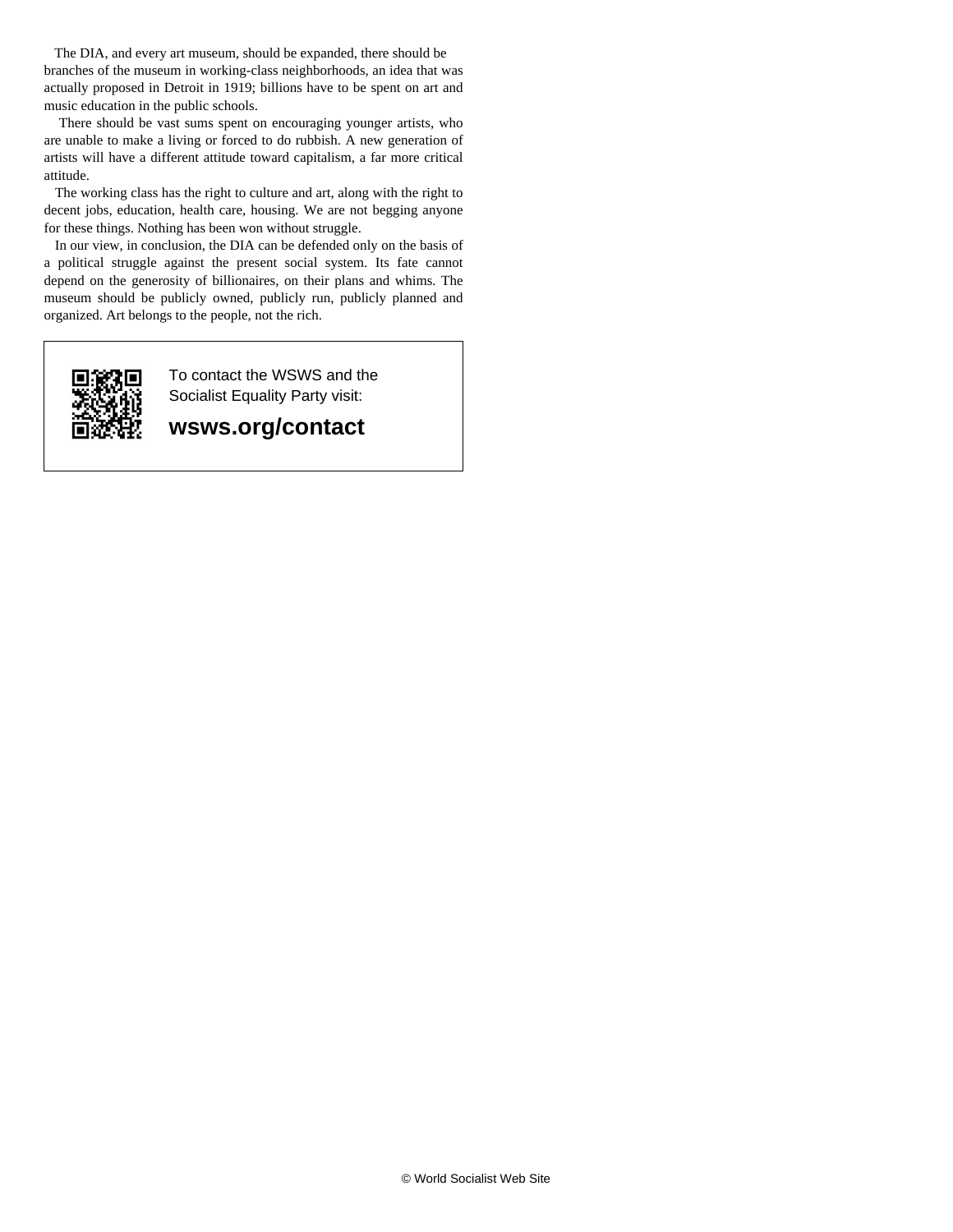The DIA, and every art museum, should be expanded, there should be branches of the museum in working-class neighborhoods, an idea that was actually proposed in Detroit in 1919; billions have to be spent on art and music education in the public schools.

There should be vast sums spent on encouraging younger artists, who are unable to make a living or forced to do rubbish. A new generation of artists will have a different attitude toward capitalism, a far more critical attitude.

The working class has the right to culture and art, along with the right to decent jobs, education, health care, housing. We are not begging anyone for these things. Nothing has been won without struggle.

In our view, in conclusion, the DIA can be defended only on the basis of a political struggle against the present social system. Its fate cannot depend on the generosity of billionaires, on their plans and whims. The museum should be publicly owned, publicly run, publicly planned and organized. Art belongs to the people, not the rich.

To contact the WSWS and the Socialist Equality Party visit:

**wsws.org/contact**